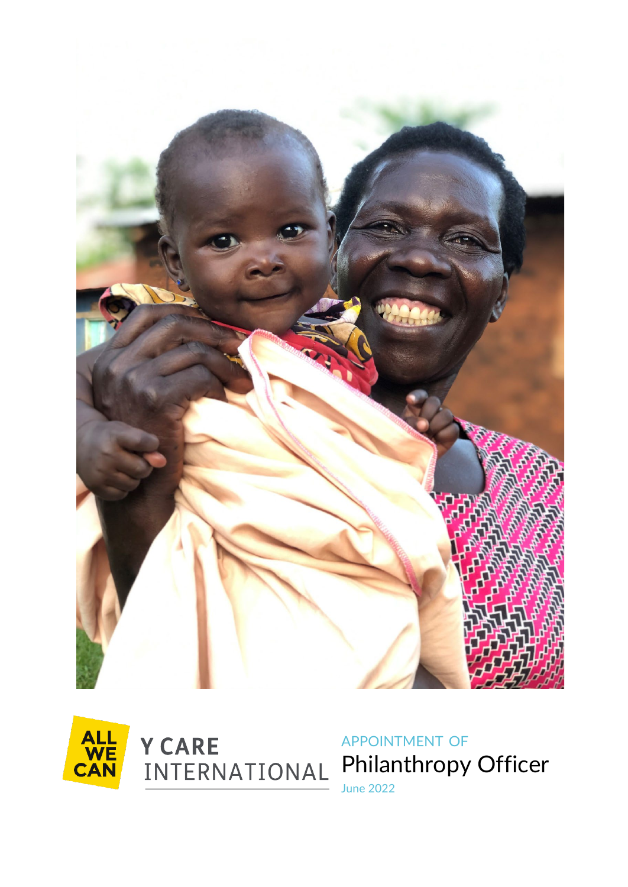ALL WE CAN

Y CARE INTERNATIONAL

APPOINTMENT OF

# Philanthropy Officer

June 2022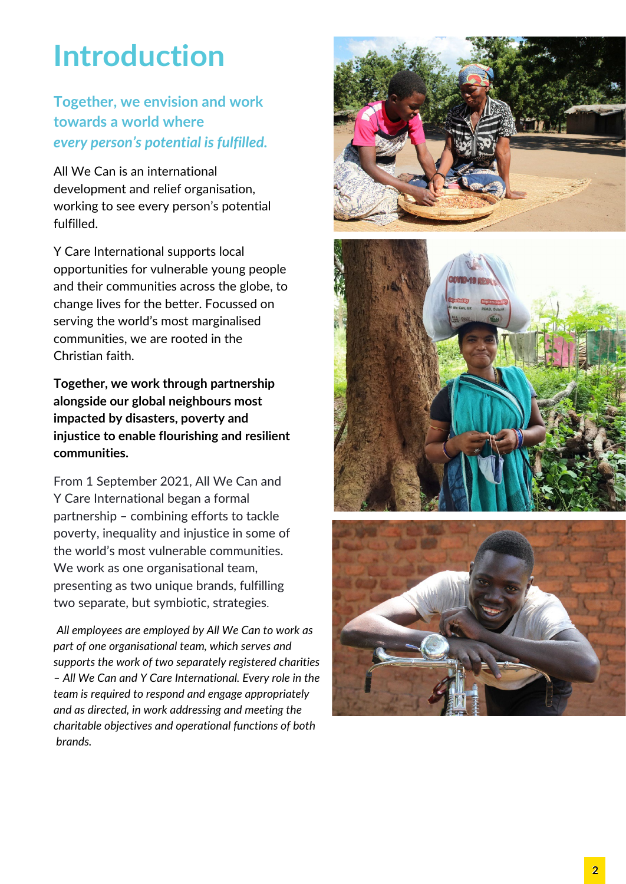# Introduction

## Together, we envision and work towards a world where *every person's potential is fulfilled.*

All We Can is an international development and relief organisation, working to see every person's potential fulfilled.

Y Care International supports local opportunities for vulnerable young people and their communities across the globe, to change lives for the better. Focussed on serving the world's most marginalised communities, we are rooted in the Christian faith.

**Together, we work through partnership alongside our global neighbours most impacted by disasters, poverty and injustice to enable flourishing and resilient communities.**

From 1 September 2021, All We Can and Y Care International began a formal partnership – combining efforts to tackle poverty, inequality and injustice in some of the world's most vulnerable communities. We work as one organisational team, presenting as two unique brands, fulfilling two separate, but symbiotic, strategies.

*All employees are employed by All We Can to work as part of one organisational team, which serves and supports the work of two separately registered charities – All We Can and Y Care International. Every role in the team is required to respond and engage appropriately and as directed, in work addressing and meeting the charitable objectives and operational functions of both brands.*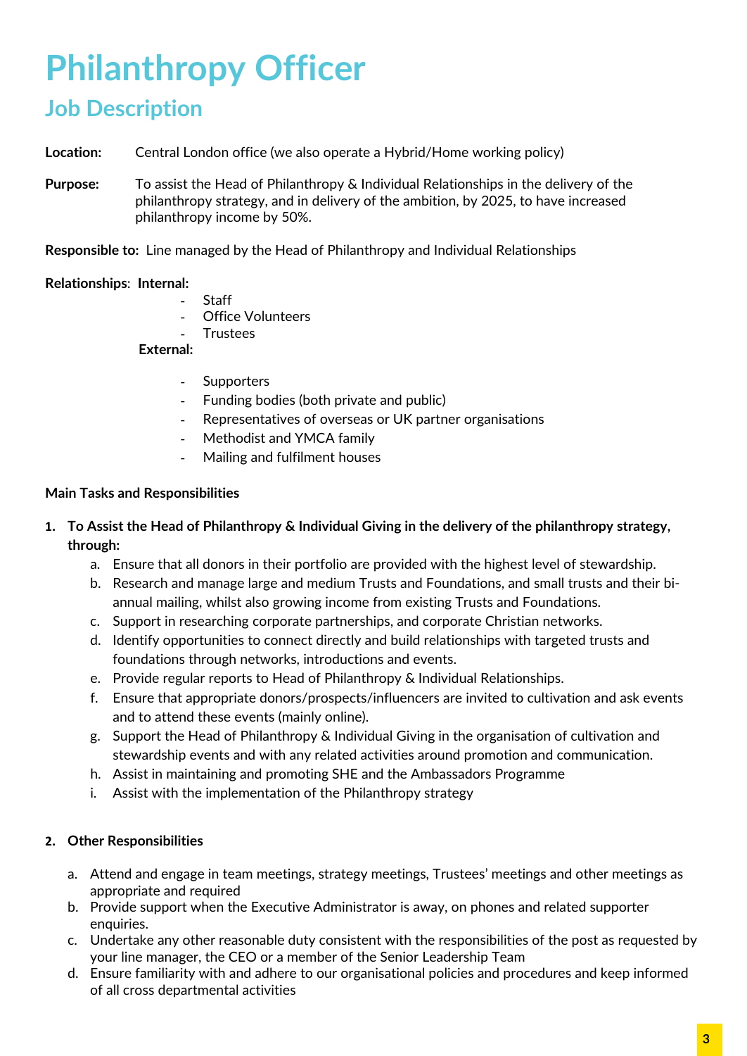# Philanthropy Officer

## Job Description

**Location:** Central London office (we also operate a Hybrid/Home working policy)

**Purpose:** To assist the Head of Philanthropy & Individual Relationships in the delivery of the philanthropy strategy, and in delivery of the ambition, by 2025, to have increased philanthropy income by 50%.

**Responsible to:** Line managed by the Head of Philanthropy and Individual Relationships

**Relationships:** **Internal:**

- Staff
- Office Volunteers
- Trustees

**External:**

- Supporters
- Funding bodies (both private and public)
- Representatives of overseas or UK partner organisations
- Methodist and YMCA family
- Mailing and fulfilment houses

**Main Tasks and Responsibilities**

1. **To Assist the Head of Philanthropy & Individual Giving in the delivery of the philanthropy strategy, through:**
   a. Ensure that all donors in their portfolio are provided with the highest level of stewardship.
   b. Research and manage large and medium Trusts and Foundations, and small trusts and their bi-annual mailing, whilst also growing income from existing Trusts and Foundations.
   c. Support in researching corporate partnerships, and corporate Christian networks.
   d. Identify opportunities to connect directly and build relationships with targeted trusts and foundations through networks, introductions and events.
   e. Provide regular reports to Head of Philanthropy & Individual Relationships.
   f. Ensure that appropriate donors/prospects/influencers are invited to cultivation and ask events and to attend these events (mainly online).
   g. Support the Head of Philanthropy & Individual Giving in the organisation of cultivation and stewardship events and with any related activities around promotion and communication.
   h. Assist in maintaining and promoting SHE and the Ambassadors Programme
   i. Assist with the implementation of the Philanthropy strategy

2. **Other Responsibilities**
   a. Attend and engage in team meetings, strategy meetings, Trustees' meetings and other meetings as appropriate and required
   b. Provide support when the Executive Administrator is away, on phones and related supporter enquiries.
   c. Undertake any other reasonable duty consistent with the responsibilities of the post as requested by your line manager, the CEO or a member of the Senior Leadership Team
   d. Ensure familiarity with and adhere to our organisational policies and procedures and keep informed of all cross departmental activities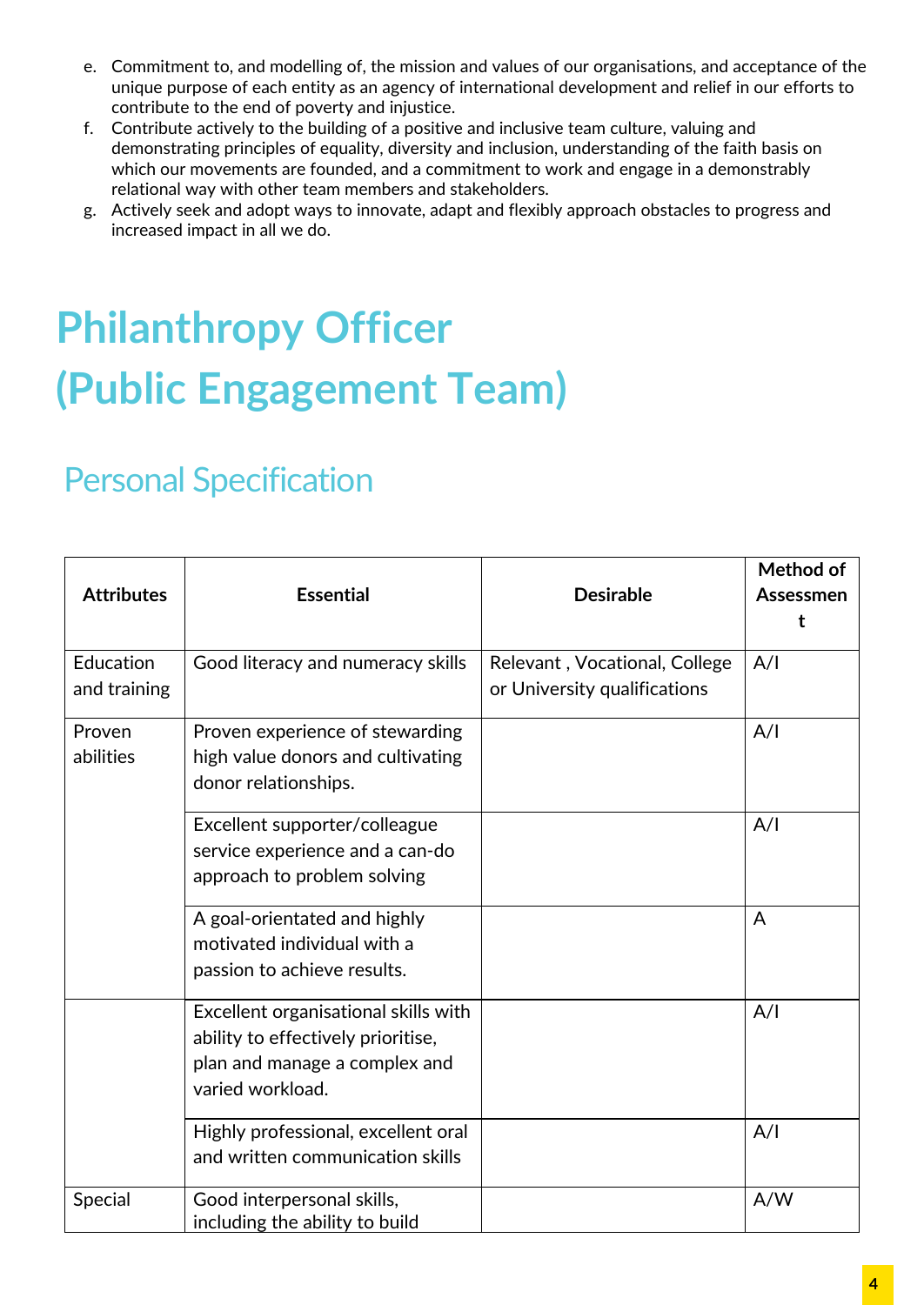e. Commitment to, and modelling of, the mission and values of our organisations, and acceptance of the unique purpose of each entity as an agency of international development and relief in our efforts to contribute to the end of poverty and injustice.
f. Contribute actively to the building of a positive and inclusive team culture, valuing and demonstrating principles of equality, diversity and inclusion, understanding of the faith basis on which our movements are founded, and a commitment to work and engage in a demonstrably relational way with other team members and stakeholders.
g. Actively seek and adopt ways to innovate, adapt and flexibly approach obstacles to progress and increased impact in all we do.

# Philanthropy Officer (Public Engagement Team)

## Personal Specification

| Attributes | Essential | Desirable | Method of Assessment |
|---|---|---|---|
| Education and training | Good literacy and numeracy skills | Relevant , Vocational, College or University qualifications | A/I |
| Proven abilities | Proven experience of stewarding high value donors and cultivating donor relationships. | | A/I |
| | Excellent supporter/colleague service experience and a can-do approach to problem solving | | A/I |
| | A goal-orientated and highly motivated individual with a passion to achieve results. | | A |
| | Excellent organisational skills with ability to effectively prioritise, plan and manage a complex and varied workload. | | A/I |
| | Highly professional, excellent oral and written communication skills | | A/I |
| Special | Good interpersonal skills, including the ability to build | | A/W |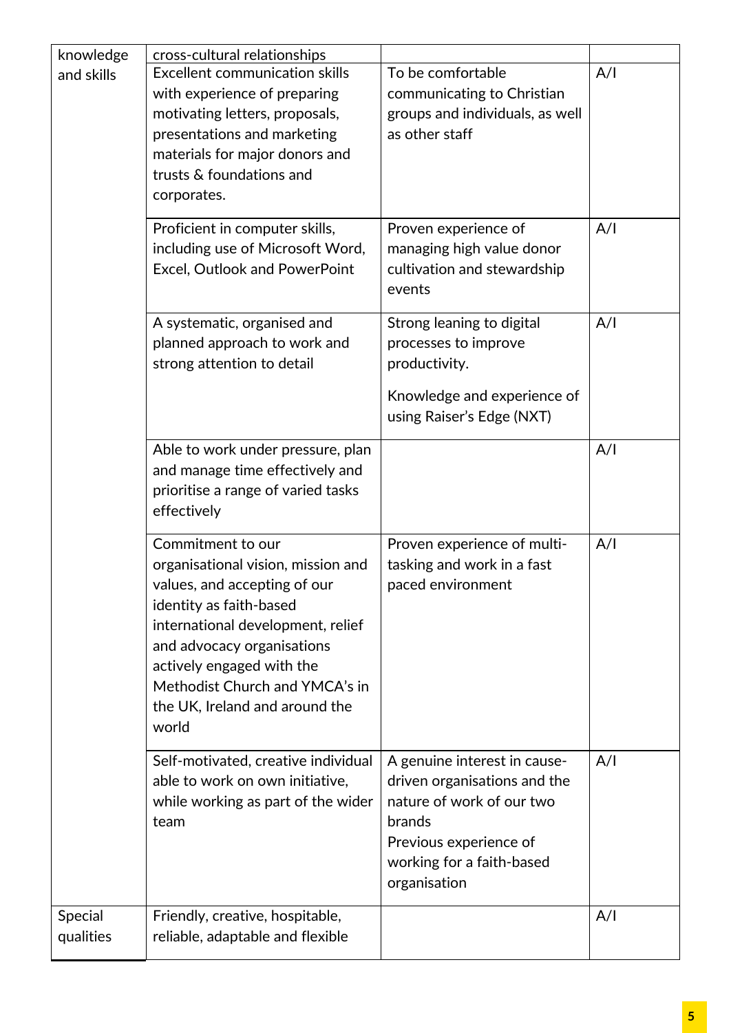| | | | |
|---|---|---|---|
| knowledge and skills | cross-cultural relationships | | |
| | Excellent communication skills with experience of preparing motivating letters, proposals, presentations and marketing materials for major donors and trusts & foundations and corporates. | To be comfortable communicating to Christian groups and individuals, as well as other staff | A/I |
| | Proficient in computer skills, including use of Microsoft Word, Excel, Outlook and PowerPoint | Proven experience of managing high value donor cultivation and stewardship events | A/I |
| | A systematic, organised and planned approach to work and strong attention to detail | Strong leaning to digital processes to improve productivity.<br><br>Knowledge and experience of using Raiser's Edge (NXT) | A/I |
| | Able to work under pressure, plan and manage time effectively and prioritise a range of varied tasks effectively | | A/I |
| | Commitment to our organisational vision, mission and values, and accepting of our identity as faith-based international development, relief and advocacy organisations actively engaged with the Methodist Church and YMCA's in the UK, Ireland and around the world | Proven experience of multi-tasking and work in a fast paced environment | A/I |
| | Self-motivated, creative individual able to work on own initiative, while working as part of the wider team | A genuine interest in cause-driven organisations and the nature of work of our two brands<br>Previous experience of working for a faith-based organisation | A/I |
| Special qualities | Friendly, creative, hospitable, reliable, adaptable and flexible | | A/I |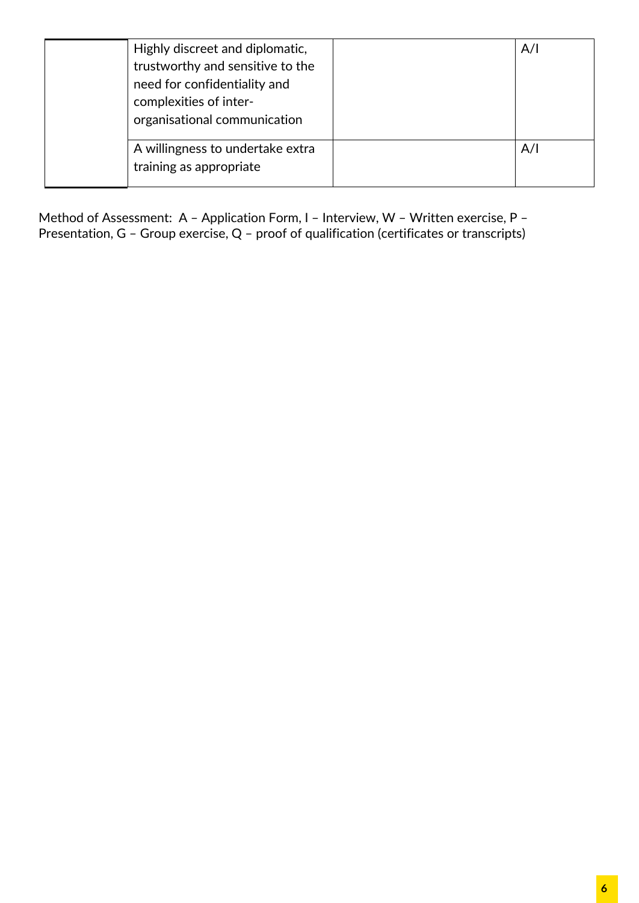| | | | |
|---|---|---|---|
| | Highly discreet and diplomatic, trustworthy and sensitive to the need for confidentiality and complexities of inter-organisational communication | | A/I |
| | A willingness to undertake extra training as appropriate | | A/I |

Method of Assessment: A – Application Form, I – Interview, W – Written exercise, P – Presentation, G – Group exercise, Q – proof of qualification (certificates or transcripts)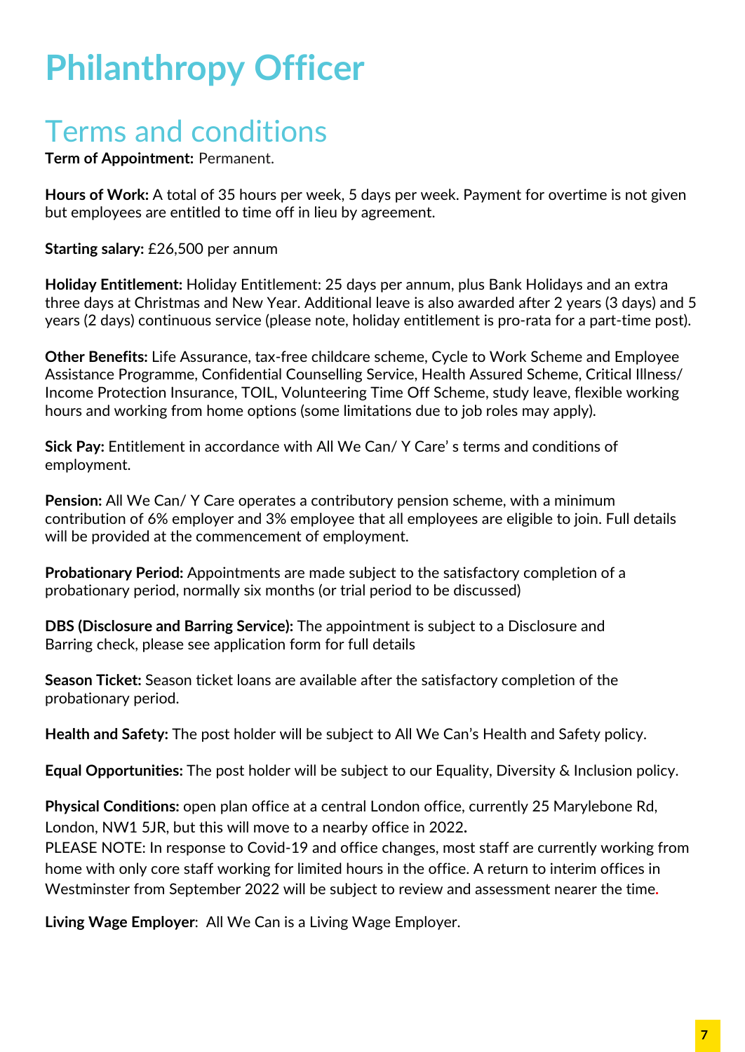# Philanthropy Officer

## Terms and conditions

**Term of Appointment:** Permanent.

**Hours of Work:** A total of 35 hours per week, 5 days per week. Payment for overtime is not given but employees are entitled to time off in lieu by agreement.

**Starting salary:** £26,500 per annum

**Holiday Entitlement:** Holiday Entitlement: 25 days per annum, plus Bank Holidays and an extra three days at Christmas and New Year. Additional leave is also awarded after 2 years (3 days) and 5 years (2 days) continuous service (please note, holiday entitlement is pro-rata for a part-time post).

**Other Benefits:** Life Assurance, tax-free childcare scheme, Cycle to Work Scheme and Employee Assistance Programme, Confidential Counselling Service, Health Assured Scheme, Critical Illness/ Income Protection Insurance, TOIL, Volunteering Time Off Scheme, study leave, flexible working hours and working from home options (some limitations due to job roles may apply).

**Sick Pay:** Entitlement in accordance with All We Can/ Y Care' s terms and conditions of employment.

**Pension:** All We Can/ Y Care operates a contributory pension scheme, with a minimum contribution of 6% employer and 3% employee that all employees are eligible to join. Full details will be provided at the commencement of employment.

**Probationary Period:** Appointments are made subject to the satisfactory completion of a probationary period, normally six months (or trial period to be discussed)

**DBS (Disclosure and Barring Service):** The appointment is subject to a Disclosure and Barring check, please see application form for full details

**Season Ticket:** Season ticket loans are available after the satisfactory completion of the probationary period.

**Health and Safety:** The post holder will be subject to All We Can's Health and Safety policy.

**Equal Opportunities:** The post holder will be subject to our Equality, Diversity & Inclusion policy.

**Physical Conditions:** open plan office at a central London office, currently 25 Marylebone Rd, London, NW1 5JR, but this will move to a nearby office in 2022.
PLEASE NOTE: In response to Covid-19 and office changes, most staff are currently working from home with only core staff working for limited hours in the office. A return to interim offices in Westminster from September 2022 will be subject to review and assessment nearer the time.

**Living Wage Employer**: All We Can is a Living Wage Employer.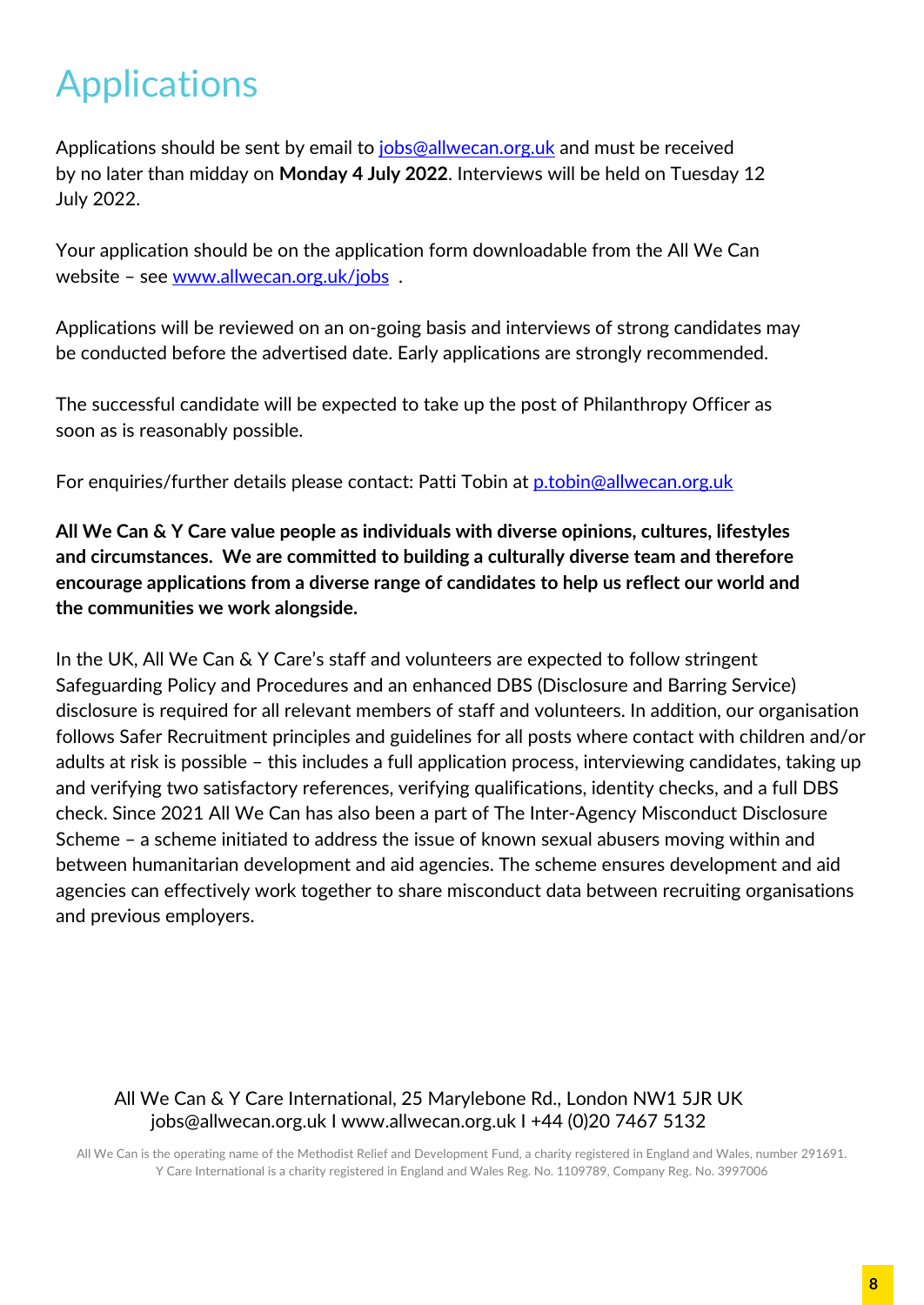# Applications

Applications should be sent by email to jobs@allwecan.org.uk and must be received by no later than midday on **Monday 4 July 2022**. Interviews will be held on Tuesday 12 July 2022.

Your application should be on the application form downloadable from the All We Can website – see www.allwecan.org.uk/jobs .

Applications will be reviewed on an on-going basis and interviews of strong candidates may be conducted before the advertised date. Early applications are strongly recommended.

The successful candidate will be expected to take up the post of Philanthropy Officer as soon as is reasonably possible.

For enquiries/further details please contact: Patti Tobin at p.tobin@allwecan.org.uk

**All We Can & Y Care value people as individuals with diverse opinions, cultures, lifestyles and circumstances. We are committed to building a culturally diverse team and therefore encourage applications from a diverse range of candidates to help us reflect our world and the communities we work alongside.**

In the UK, All We Can & Y Care's staff and volunteers are expected to follow stringent Safeguarding Policy and Procedures and an enhanced DBS (Disclosure and Barring Service) disclosure is required for all relevant members of staff and volunteers. In addition, our organisation follows Safer Recruitment principles and guidelines for all posts where contact with children and/or adults at risk is possible – this includes a full application process, interviewing candidates, taking up and verifying two satisfactory references, verifying qualifications, identity checks, and a full DBS check. Since 2021 All We Can has also been a part of The Inter-Agency Misconduct Disclosure Scheme – a scheme initiated to address the issue of known sexual abusers moving within and between humanitarian development and aid agencies. The scheme ensures development and aid agencies can effectively work together to share misconduct data between recruiting organisations and previous employers.

All We Can & Y Care International, 25 Marylebone Rd., London NW1 5JR UK
jobs@allwecan.org.uk I www.allwecan.org.uk I +44 (0)20 7467 5132

All We Can is the operating name of the Methodist Relief and Development Fund, a charity registered in England and Wales, number 291691.
Y Care International is a charity registered in England and Wales Reg. No. 1109789, Company Reg. No. 3997006